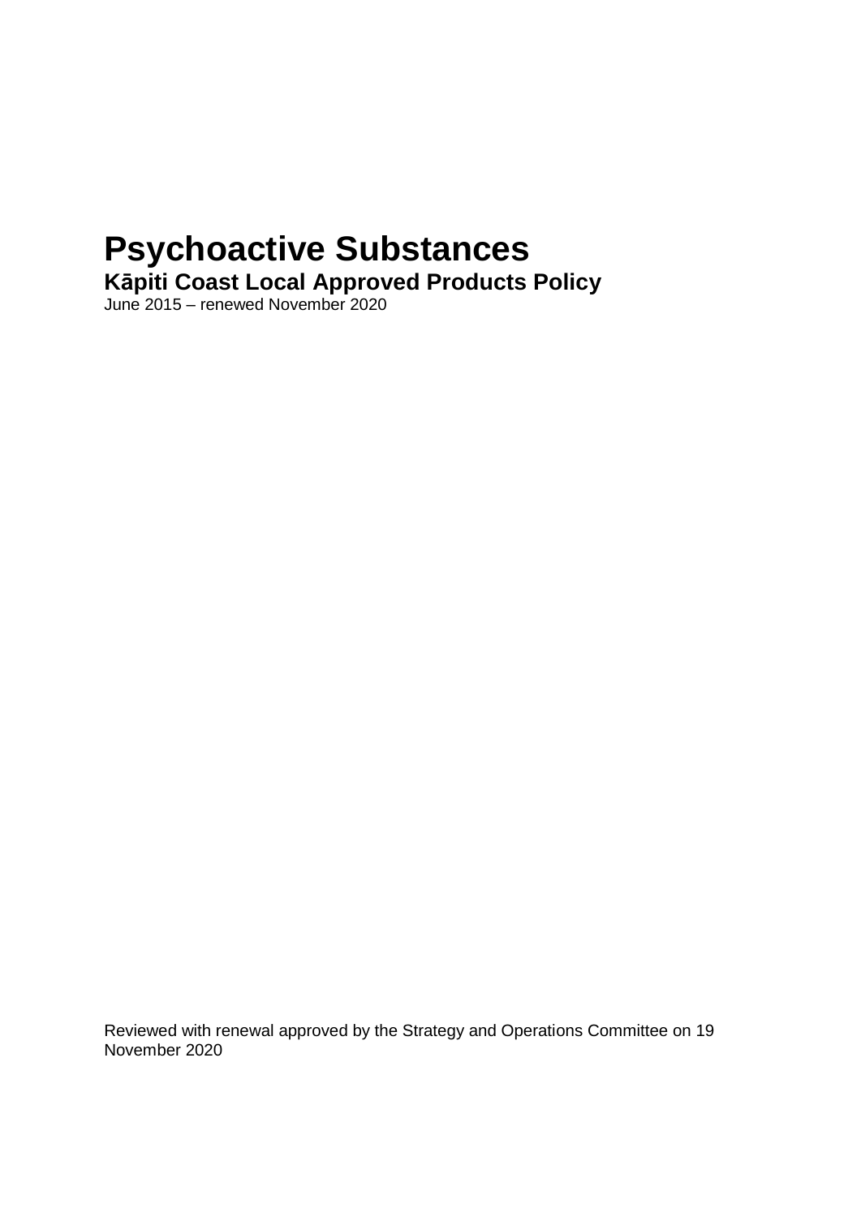# Psychoactive Substances

## Kāpiti Coast Local Approved Products Policy

June 2015 – renewed November 2020

Reviewed with renewal approved by the Strategy and Operations Committee on 19 November 2020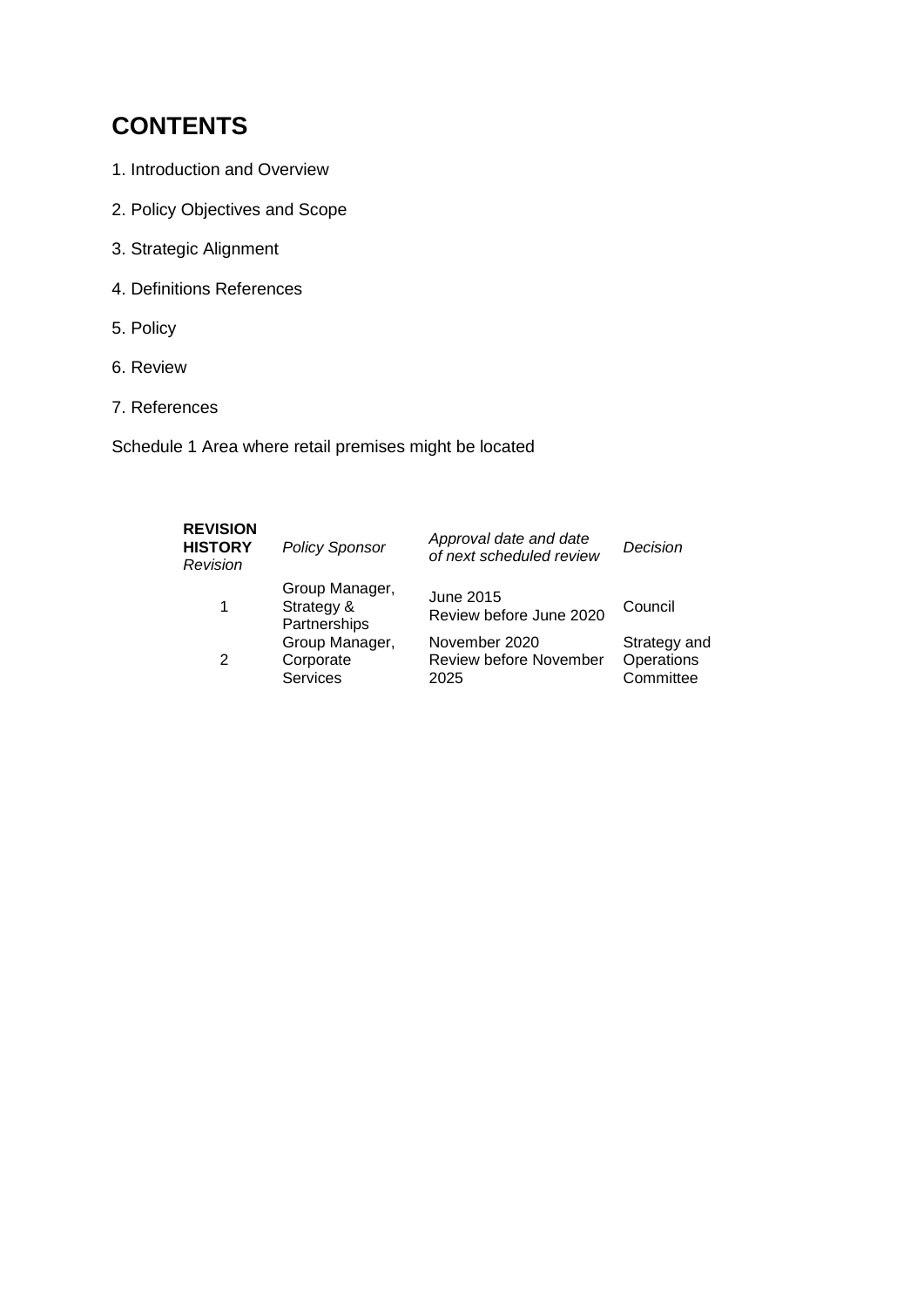# CONTENTS

1. Introduction and Overview

2. Policy Objectives and Scope

3. Strategic Alignment

4. Definitions References

5. Policy

6. Review

7. References

Schedule 1 Area where retail premises might be located

| **REVISION HISTORY** *Revision* | *Policy Sponsor* | *Approval date and date of next scheduled review* | *Decision* |
|---|---|---|---|
| 1 | Group Manager, Strategy & Partnerships | June 2015 Review before June 2020 | Council |
| 2 | Group Manager, Corporate Services | November 2020 Review before November 2025 | Strategy and Operations Committee |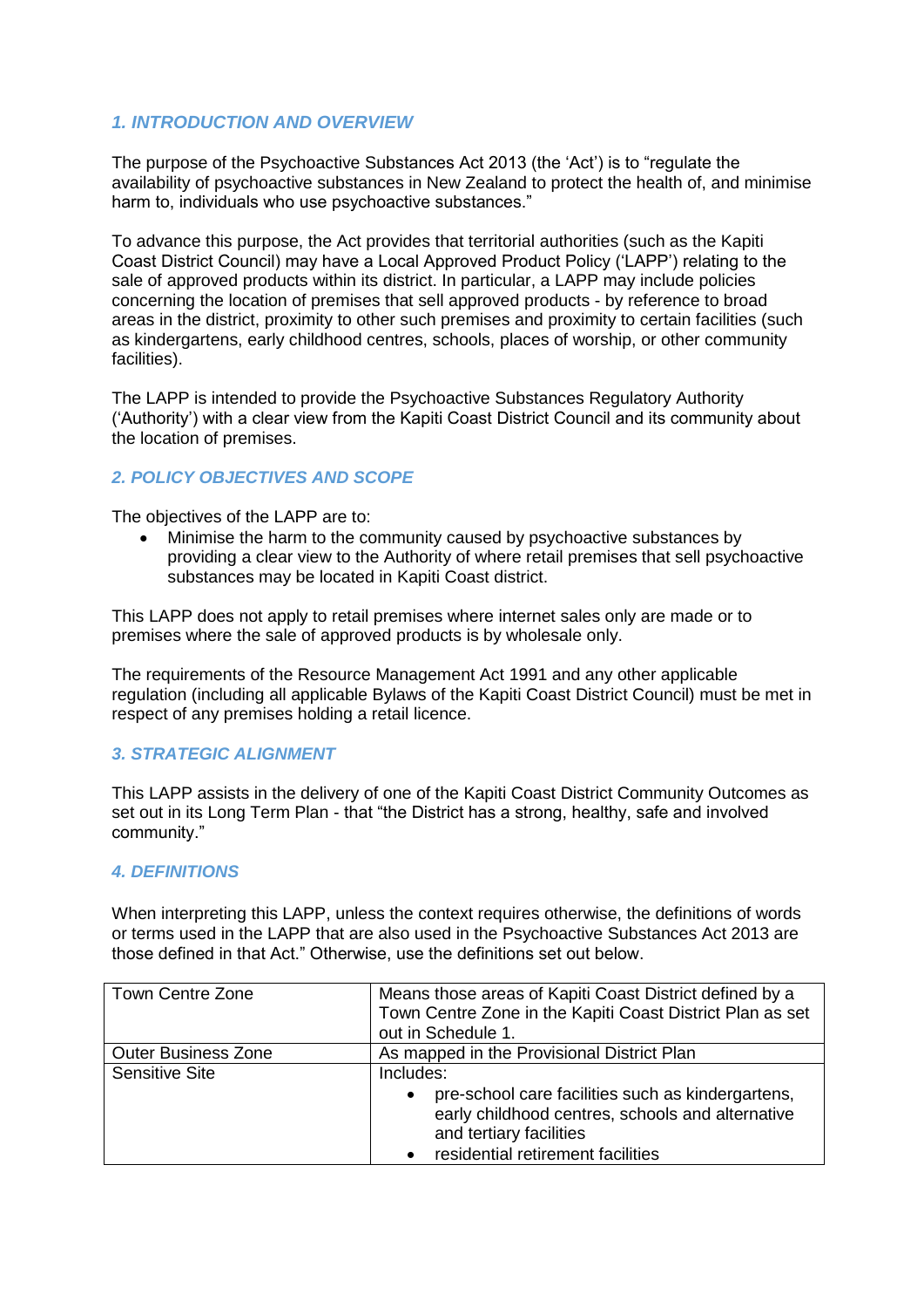## *1. INTRODUCTION AND OVERVIEW*

The purpose of the Psychoactive Substances Act 2013 (the 'Act') is to "regulate the availability of psychoactive substances in New Zealand to protect the health of, and minimise harm to, individuals who use psychoactive substances."

To advance this purpose, the Act provides that territorial authorities (such as the Kapiti Coast District Council) may have a Local Approved Product Policy ('LAPP') relating to the sale of approved products within its district. In particular, a LAPP may include policies concerning the location of premises that sell approved products - by reference to broad areas in the district, proximity to other such premises and proximity to certain facilities (such as kindergartens, early childhood centres, schools, places of worship, or other community facilities).

The LAPP is intended to provide the Psychoactive Substances Regulatory Authority ('Authority') with a clear view from the Kapiti Coast District Council and its community about the location of premises.

## *2. POLICY OBJECTIVES AND SCOPE*

The objectives of the LAPP are to:

- Minimise the harm to the community caused by psychoactive substances by providing a clear view to the Authority of where retail premises that sell psychoactive substances may be located in Kapiti Coast district.

This LAPP does not apply to retail premises where internet sales only are made or to premises where the sale of approved products is by wholesale only.

The requirements of the Resource Management Act 1991 and any other applicable regulation (including all applicable Bylaws of the Kapiti Coast District Council) must be met in respect of any premises holding a retail licence.

## *3. STRATEGIC ALIGNMENT*

This LAPP assists in the delivery of one of the Kapiti Coast District Community Outcomes as set out in its Long Term Plan - that "the District has a strong, healthy, safe and involved community."

## *4. DEFINITIONS*

When interpreting this LAPP, unless the context requires otherwise, the definitions of words or terms used in the LAPP that are also used in the Psychoactive Substances Act 2013 are those defined in that Act." Otherwise, use the definitions set out below.

| | |
|---|---|
| Town Centre Zone | Means those areas of Kapiti Coast District defined by a Town Centre Zone in the Kapiti Coast District Plan as set out in Schedule 1. |
| Outer Business Zone | As mapped in the Provisional District Plan |
| Sensitive Site | Includes:<br>• pre-school care facilities such as kindergartens, early childhood centres, schools and alternative and tertiary facilities<br>• residential retirement facilities |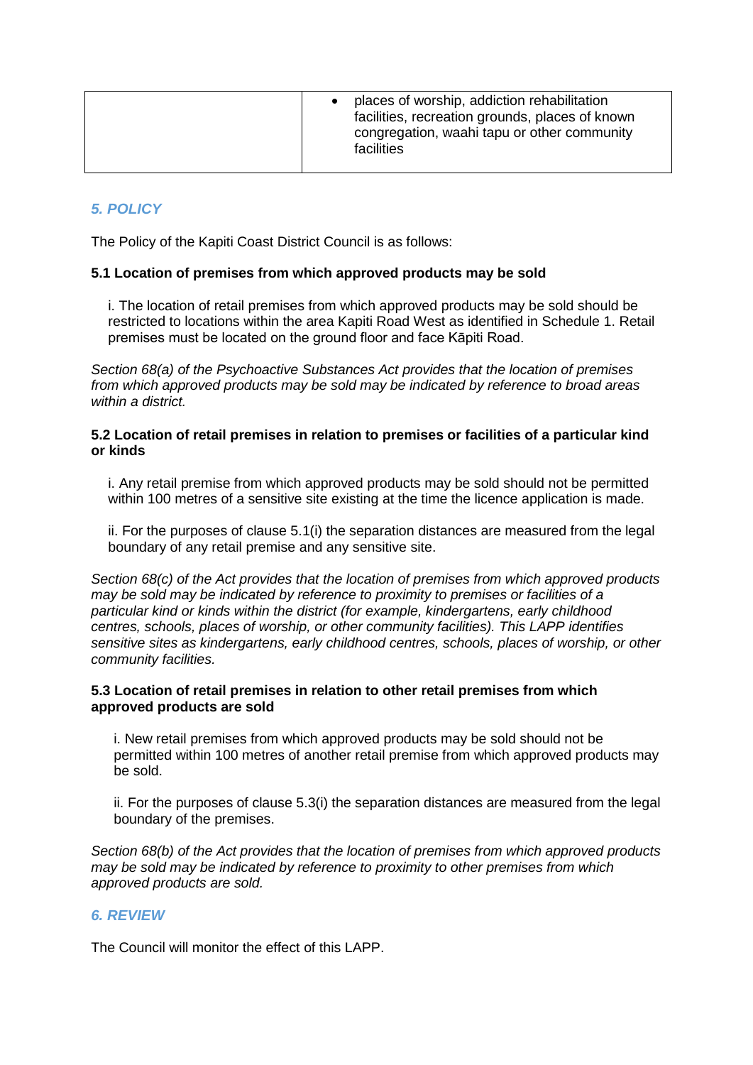| | |
|---|---|
| | • places of worship, addiction rehabilitation facilities, recreation grounds, places of known congregation, waahi tapu or other community facilities |

## *5. POLICY*

The Policy of the Kapiti Coast District Council is as follows:

**5.1 Location of premises from which approved products may be sold**

i. The location of retail premises from which approved products may be sold should be restricted to locations within the area Kapiti Road West as identified in Schedule 1. Retail premises must be located on the ground floor and face Kāpiti Road.

*Section 68(a) of the Psychoactive Substances Act provides that the location of premises from which approved products may be sold may be indicated by reference to broad areas within a district.*

**5.2 Location of retail premises in relation to premises or facilities of a particular kind or kinds**

i. Any retail premise from which approved products may be sold should not be permitted within 100 metres of a sensitive site existing at the time the licence application is made.

ii. For the purposes of clause 5.1(i) the separation distances are measured from the legal boundary of any retail premise and any sensitive site.

*Section 68(c) of the Act provides that the location of premises from which approved products may be sold may be indicated by reference to proximity to premises or facilities of a particular kind or kinds within the district (for example, kindergartens, early childhood centres, schools, places of worship, or other community facilities). This LAPP identifies sensitive sites as kindergartens, early childhood centres, schools, places of worship, or other community facilities.*

**5.3 Location of retail premises in relation to other retail premises from which approved products are sold**

i. New retail premises from which approved products may be sold should not be permitted within 100 metres of another retail premise from which approved products may be sold.

ii. For the purposes of clause 5.3(i) the separation distances are measured from the legal boundary of the premises.

*Section 68(b) of the Act provides that the location of premises from which approved products may be sold may be indicated by reference to proximity to other premises from which approved products are sold.*

## *6. REVIEW*

The Council will monitor the effect of this LAPP.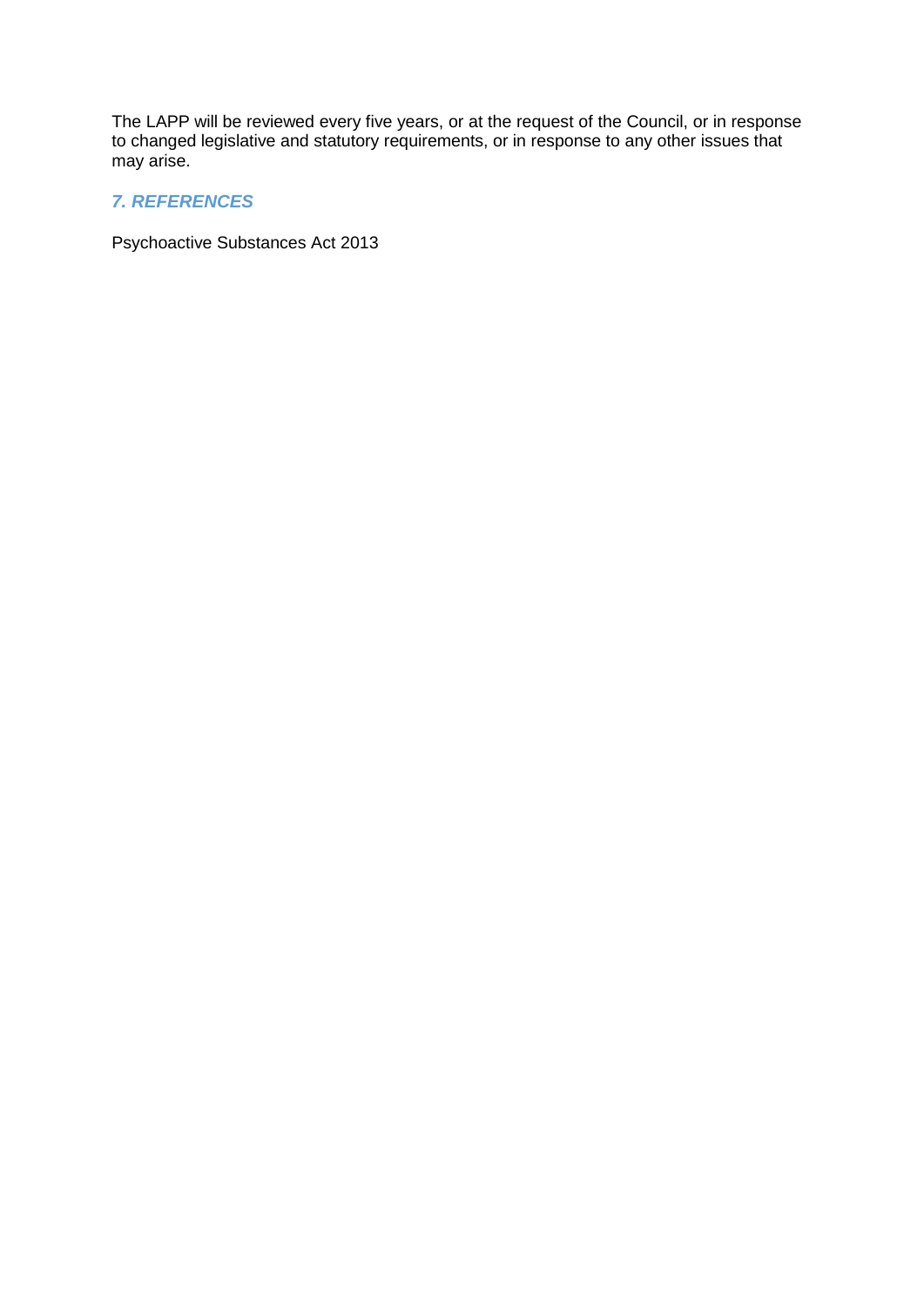The LAPP will be reviewed every five years, or at the request of the Council, or in response to changed legislative and statutory requirements, or in response to any other issues that may arise.

## *7. REFERENCES*

Psychoactive Substances Act 2013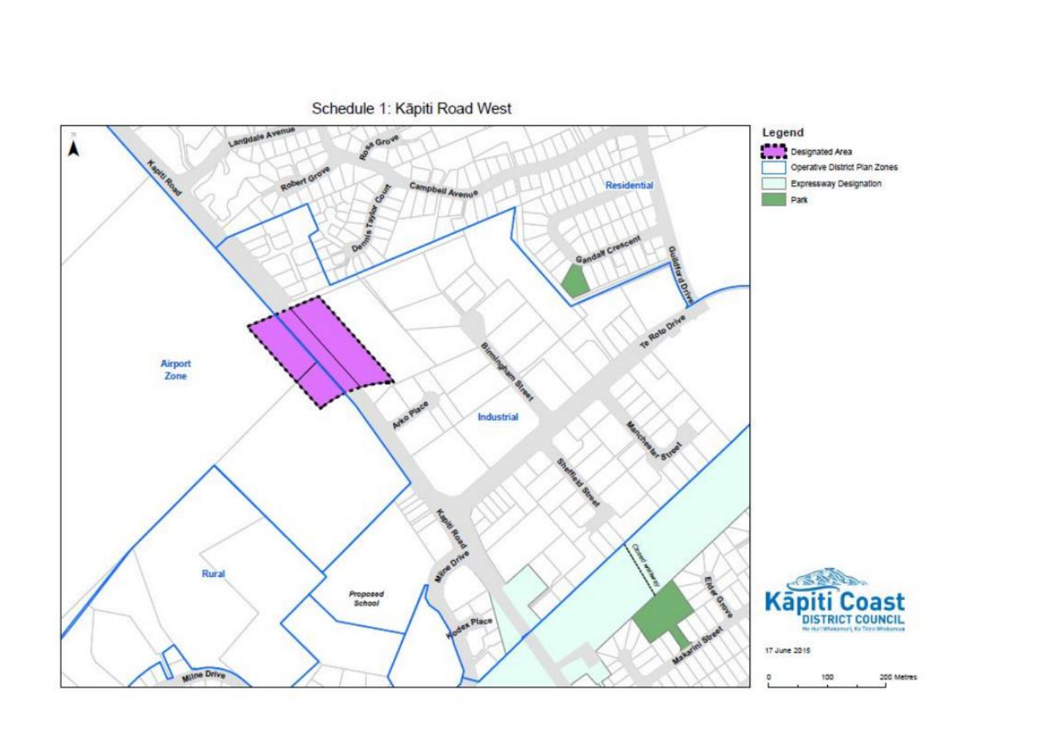Schedule 1: Kāpiti Road West

Legend

Designated Area

Operative District Plan Zones

Expressway Designation

Park

Langdale Avenue

Rosse Grove

Robert Grove

Campbell Avenue

Dennis Taylor Court

Kapiti Road

Residential

Gandalf Crescent

Guildford Drive

Te Roto Drive

Birmingham Street

Airport Zone

Arko Place

Industrial

Manchester Street

Sheffield Street

Rural

Proposed School

Milne Drive

Kodex Place

Closed walkway

Elder Grove

Makarini Street

Milne Drive

Kāpiti Coast DISTRICT COUNCIL

Me Huri Whakamuri, Ka Titiro Whakamua

17 June 2015

0 100 200 Metres